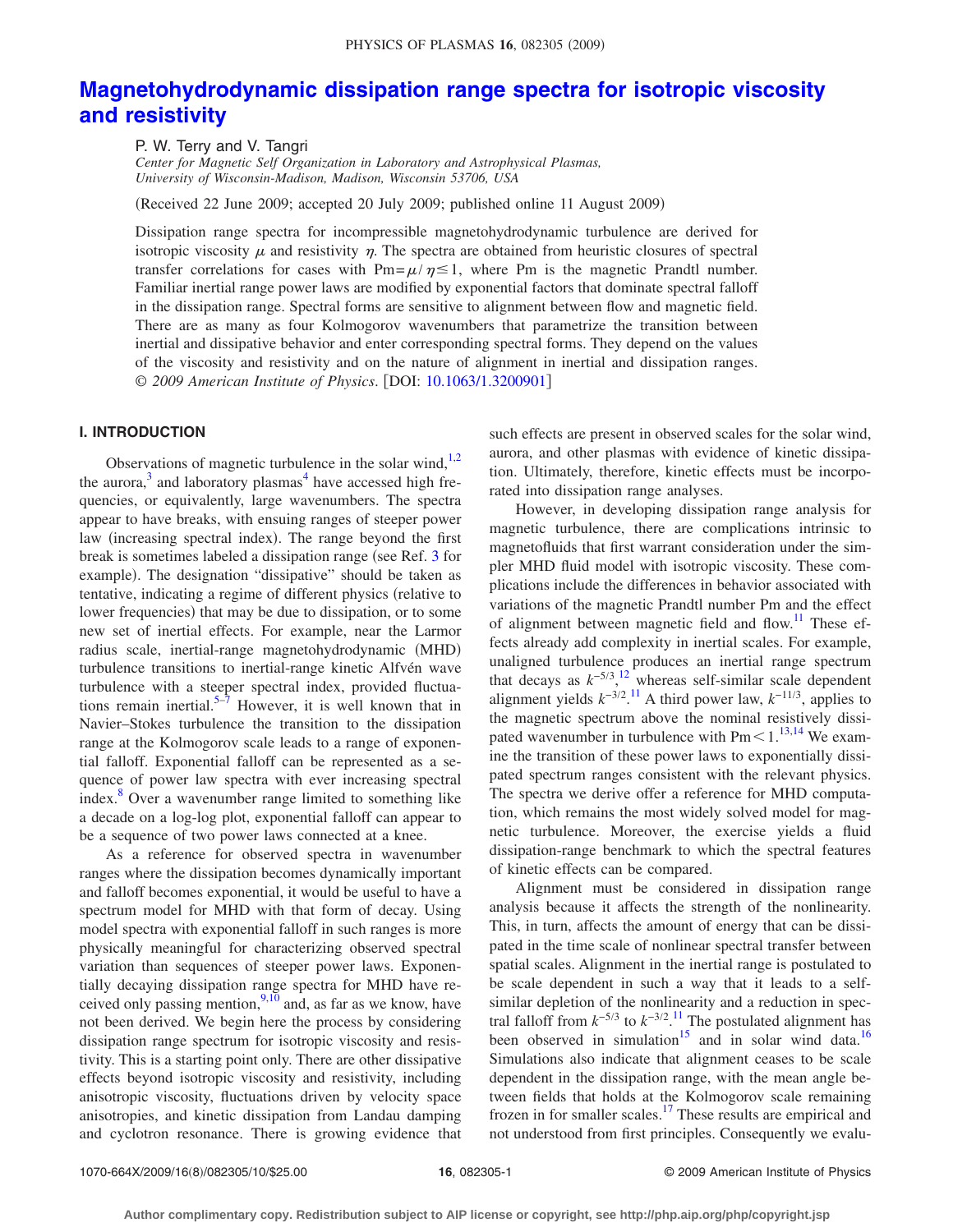# Magnetohydrodynamic dissipation range spectra for isotropic viscosity and resistivity

P. W. Terry and V. Tangri

*Center for Magnetic Self Organization in Laboratory and Astrophysical Plasmas, University of Wisconsin-Madison, Madison, Wisconsin 53706, USA*

(Received 22 June 2009; accepted 20 July 2009; published online 11 August 2009)

Dissipation range spectra for incompressible magnetohydrodynamic turbulence are derived for isotropic viscosity $\mu$ and resistivity $\eta$. The spectra are obtained from heuristic closures of spectral transfer correlations for cases with $\mathrm{Pm}=\mu/\eta \leq 1$, where Pm is the magnetic Prandtl number. Familiar inertial range power laws are modified by exponential factors that dominate spectral falloff in the dissipation range. Spectral forms are sensitive to alignment between flow and magnetic field. There are as many as four Kolmogorov wavenumbers that parametrize the transition between inertial and dissipative behavior and enter corresponding spectral forms. They depend on the values of the viscosity and resistivity and on the nature of alignment in inertial and dissipation ranges. © *2009 American Institute of Physics*. [DOI: 10.1063/1.3200901]

## I. INTRODUCTION

Observations of magnetic turbulence in the solar wind,[1,2] the aurora,[3] and laboratory plasmas[4] have accessed high frequencies, or equivalently, large wavenumbers. The spectra appear to have breaks, with ensuing ranges of steeper power law (increasing spectral index). The range beyond the first break is sometimes labeled a dissipation range (see Ref. 3 for example). The designation "dissipative" should be taken as tentative, indicating a regime of different physics (relative to lower frequencies) that may be due to dissipation, or to some new set of inertial effects. For example, near the Larmor radius scale, inertial-range magnetohydrodynamic (MHD) turbulence transitions to inertial-range kinetic Alfvén wave turbulence with a steeper spectral index, provided fluctuations remain inertial.[5–7] However, it is well known that in Navier–Stokes turbulence the transition to the dissipation range at the Kolmogorov scale leads to a range of exponential falloff. Exponential falloff can be represented as a sequence of power law spectra with ever increasing spectral index.[8] Over a wavenumber range limited to something like a decade on a log-log plot, exponential falloff can appear to be a sequence of two power laws connected at a knee.

As a reference for observed spectra in wavenumber ranges where the dissipation becomes dynamically important and falloff becomes exponential, it would be useful to have a spectrum model for MHD with that form of decay. Using model spectra with exponential falloff in such ranges is more physically meaningful for characterizing observed spectral variation than sequences of steeper power laws. Exponentially decaying dissipation range spectra for MHD have received only passing mention,[9,10] and, as far as we know, have not been derived. We begin here the process by considering dissipation range spectrum for isotropic viscosity and resistivity. This is a starting point only. There are other dissipative effects beyond isotropic viscosity and resistivity, including anisotropic viscosity, fluctuations driven by velocity space anisotropies, and kinetic dissipation from Landau damping and cyclotron resonance. There is growing evidence that such effects are present in observed scales for the solar wind, aurora, and other plasmas with evidence of kinetic dissipation. Ultimately, therefore, kinetic effects must be incorporated into dissipation range analyses.

However, in developing dissipation range analysis for magnetic turbulence, there are complications intrinsic to magnetofluids that first warrant consideration under the simpler MHD fluid model with isotropic viscosity. These complications include the differences in behavior associated with variations of the magnetic Prandtl number Pm and the effect of alignment between magnetic field and flow.[11] These effects already add complexity in inertial scales. For example, unaligned turbulence produces an inertial range spectrum that decays as $k^{-5/3}$,[12] whereas self-similar scale dependent alignment yields $k^{-3/2}$.[11] A third power law, $k^{-11/3}$, applies to the magnetic spectrum above the nominal resistively dissipated wavenumber in turbulence with $\mathrm{Pm}<1$.[13,14] We examine the transition of these power laws to exponentially dissipated spectrum ranges consistent with the relevant physics. The spectra we derive offer a reference for MHD computation, which remains the most widely solved model for magnetic turbulence. Moreover, the exercise yields a fluid dissipation-range benchmark to which the spectral features of kinetic effects can be compared.

Alignment must be considered in dissipation range analysis because it affects the strength of the nonlinearity. This, in turn, affects the amount of energy that can be dissipated in the time scale of nonlinear spectral transfer between spatial scales. Alignment in the inertial range is postulated to be scale dependent in such a way that it leads to a self-similar depletion of the nonlinearity and a reduction in spectral falloff from $k^{-5/3}$ to $k^{-3/2}$.[11] The postulated alignment has been observed in simulation[15] and in solar wind data.[16] Simulations also indicate that alignment ceases to be scale dependent in the dissipation range, with the mean angle between fields that holds at the Kolmogorov scale remaining frozen in for smaller scales.[17] These results are empirical and not understood from first principles. Consequently we evalu-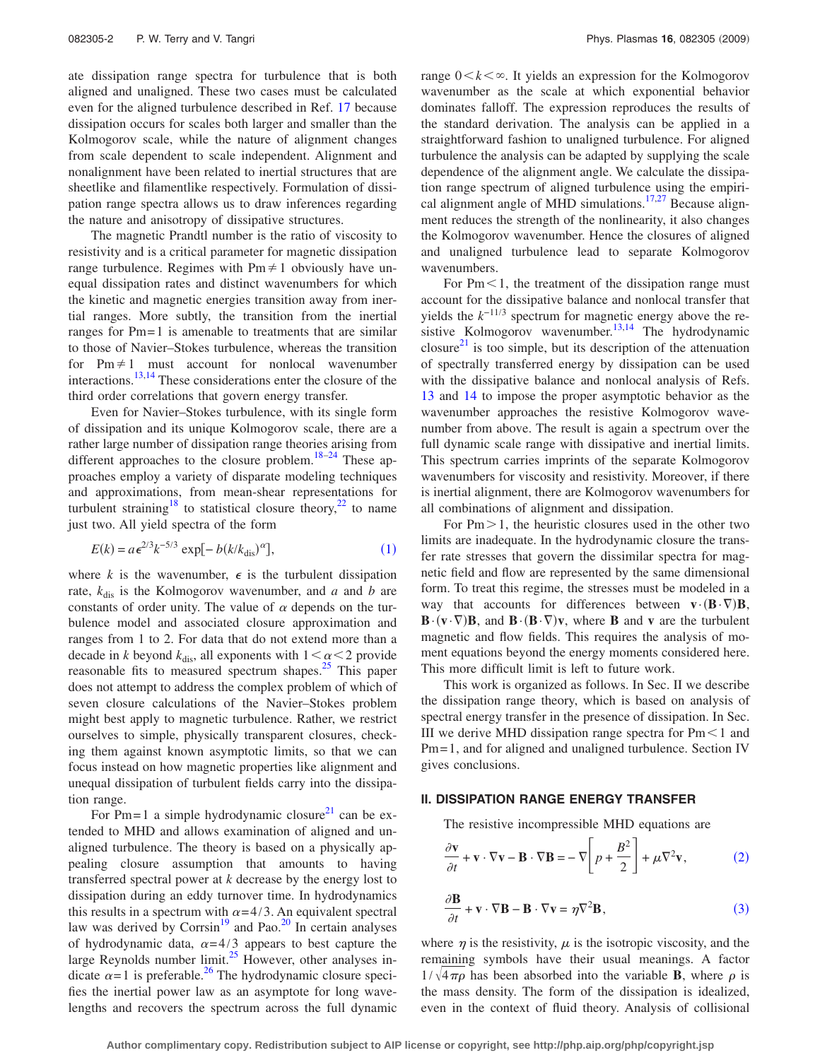ate dissipation range spectra for turbulence that is both aligned and unaligned. These two cases must be calculated even for the aligned turbulence described in Ref. 17 because dissipation occurs for scales both larger and smaller than the Kolmogorov scale, while the nature of alignment changes from scale dependent to scale independent. Alignment and nonalignment have been related to inertial structures that are sheetlike and filamentlike respectively. Formulation of dissipation range spectra allows us to draw inferences regarding the nature and anisotropy of dissipative structures.

The magnetic Prandtl number is the ratio of viscosity to resistivity and is a critical parameter for magnetic dissipation range turbulence. Regimes with $\mathrm{Pm}\neq 1$ obviously have unequal dissipation rates and distinct wavenumbers for which the kinetic and magnetic energies transition away from inertial ranges. More subtly, the transition from the inertial ranges for $\mathrm{Pm}=1$ is amenable to treatments that are similar to those of Navier–Stokes turbulence, whereas the transition for $\mathrm{Pm}\neq 1$ must account for nonlocal wavenumber interactions.[13,14] These considerations enter the closure of the third order correlations that govern energy transfer.

Even for Navier–Stokes turbulence, with its single form of dissipation and its unique Kolmogorov scale, there are a rather large number of dissipation range theories arising from different approaches to the closure problem.[18–24] These approaches employ a variety of disparate modeling techniques and approximations, from mean-shear representations for turbulent straining[18] to statistical closure theory,[22] to name just two. All yield spectra of the form

$$E(k) = a\epsilon^{2/3}k^{-5/3}\exp[-b(k/k_{\mathrm{dis}})^{\alpha}], \tag{1}$$

where $k$ is the wavenumber, $\epsilon$ is the turbulent dissipation rate, $k_{\mathrm{dis}}$ is the Kolmogorov wavenumber, and $a$ and $b$ are constants of order unity. The value of $\alpha$ depends on the turbulence model and associated closure approximation and ranges from 1 to 2. For data that do not extend more than a decade in $k$ beyond $k_{\mathrm{dis}}$, all exponents with $1<\alpha<2$ provide reasonable fits to measured spectrum shapes.[25] This paper does not attempt to address the complex problem of which of seven closure calculations of the Navier–Stokes problem might best apply to magnetic turbulence. Rather, we restrict ourselves to simple, physically transparent closures, checking them against known asymptotic limits, so that we can focus instead on how magnetic properties like alignment and unequal dissipation of turbulent fields carry into the dissipation range.

For $\mathrm{Pm}=1$ a simple hydrodynamic closure[21] can be extended to MHD and allows examination of aligned and unaligned turbulence. The theory is based on a physically appealing closure assumption that amounts to having transferred spectral power at $k$ decrease by the energy lost to dissipation during an eddy turnover time. In hydrodynamics this results in a spectrum with $\alpha=4/3$. An equivalent spectral law was derived by Corrsin[19] and Pao.[20] In certain analyses of hydrodynamic data, $\alpha=4/3$ appears to best capture the large Reynolds number limit.[25] However, other analyses indicate $\alpha=1$ is preferable.[26] The hydrodynamic closure specifies the inertial power law as an asymptote for long wavelengths and recovers the spectrum across the full dynamic range $0<k<\infty$. It yields an expression for the Kolmogorov wavenumber as the scale at which exponential behavior dominates falloff. The expression reproduces the results of the standard derivation. The analysis can be applied in a straightforward fashion to unaligned turbulence. For aligned turbulence the analysis can be adapted by supplying the scale dependence of the alignment angle. We calculate the dissipation range spectrum of aligned turbulence using the empirical alignment angle of MHD simulations.[17,27] Because alignment reduces the strength of the nonlinearity, it also changes the Kolmogorov wavenumber. Hence the closures of aligned and unaligned turbulence lead to separate Kolmogorov wavenumbers.

For $\mathrm{Pm}<1$, the treatment of the dissipation range must account for the dissipative balance and nonlocal transfer that yields the $k^{-11/3}$ spectrum for magnetic energy above the resistive Kolmogorov wavenumber.[13,14] The hydrodynamic closure[21] is too simple, but its description of the attenuation of spectrally transferred energy by dissipation can be used with the dissipative balance and nonlocal analysis of Refs. 13 and 14 to impose the proper asymptotic behavior as the wavenumber approaches the resistive Kolmogorov wavenumber from above. The result is again a spectrum over the full dynamic scale range with dissipative and inertial limits. This spectrum carries imprints of the separate Kolmogorov wavenumbers for viscosity and resistivity. Moreover, if there is inertial alignment, there are Kolmogorov wavenumbers for all combinations of alignment and dissipation.

For $\mathrm{Pm}>1$, the heuristic closures used in the other two limits are inadequate. In the hydrodynamic closure the transfer rate stresses that govern the dissimilar spectra for magnetic field and flow are represented by the same dimensional form. To treat this regime, the stresses must be modeled in a way that accounts for differences between $\mathbf{v}\cdot(\mathbf{B}\cdot\nabla)\mathbf{B}$, $\mathbf{B}\cdot(\mathbf{v}\cdot\nabla)\mathbf{B}$, and $\mathbf{B}\cdot(\mathbf{B}\cdot\nabla)\mathbf{v}$, where $\mathbf{B}$ and $\mathbf{v}$ are the turbulent magnetic and flow fields. This requires the analysis of moment equations beyond the energy moments considered here. This more difficult limit is left to future work.

This work is organized as follows. In Sec. II we describe the dissipation range theory, which is based on analysis of spectral energy transfer in the presence of dissipation. In Sec. III we derive MHD dissipation range spectra for $\mathrm{Pm}<1$ and $\mathrm{Pm}=1$, and for aligned and unaligned turbulence. Section IV gives conclusions.

## II. DISSIPATION RANGE ENERGY TRANSFER

The resistive incompressible MHD equations are

$$\frac{\partial \mathbf{v}}{\partial t} + \mathbf{v}\cdot\nabla\mathbf{v} - \mathbf{B}\cdot\nabla\mathbf{B} = -\nabla\left[p + \frac{B^2}{2}\right] + \mu\nabla^2\mathbf{v}, \tag{2}$$

$$\frac{\partial \mathbf{B}}{\partial t} + \mathbf{v}\cdot\nabla\mathbf{B} - \mathbf{B}\cdot\nabla\mathbf{v} = \eta\nabla^2\mathbf{B}, \tag{3}$$

where $\eta$ is the resistivity, $\mu$ is the isotropic viscosity, and the remaining symbols have their usual meanings. A factor $1/\sqrt{4\pi\rho}$ has been absorbed into the variable $\mathbf{B}$, where $\rho$ is the mass density. The form of the dissipation is idealized, even in the context of fluid theory. Analysis of collisional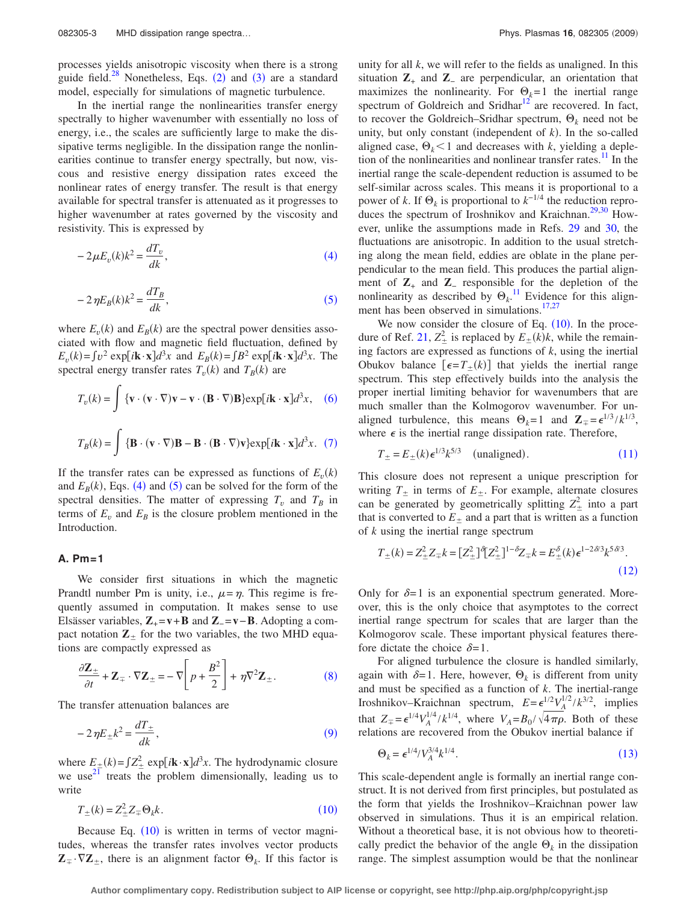processes yields anisotropic viscosity when there is a strong guide field.[28] Nonetheless, Eqs. (2) and (3) are a standard model, especially for simulations of magnetic turbulence.

In the inertial range the nonlinearities transfer energy spectrally to higher wavenumber with essentially no loss of energy, i.e., the scales are sufficiently large to make the dissipative terms negligible. In the dissipation range the nonlinearities continue to transfer energy spectrally, but now, viscous and resistive energy dissipation rates exceed the nonlinear rates of energy transfer. The result is that energy available for spectral transfer is attenuated as it progresses to higher wavenumber at rates governed by the viscosity and resistivity. This is expressed by

$$-2\mu E_v(k)k^2 = \frac{dT_v}{dk}, \tag{4}$$

$$-2\eta E_B(k)k^2 = \frac{dT_B}{dk}, \tag{5}$$

where $E_v(k)$ and $E_B(k)$ are the spectral power densities associated with flow and magnetic field fluctuation, defined by $E_v(k)=\int v^2 \exp[i\mathbf{k}\cdot\mathbf{x}]d^3x$ and $E_B(k)=\int B^2 \exp[i\mathbf{k}\cdot\mathbf{x}]d^3x$. The spectral energy transfer rates $T_v(k)$ and $T_B(k)$ are

$$T_v(k) = \int \{\mathbf{v}\cdot(\mathbf{v}\cdot\nabla)\mathbf{v} - \mathbf{v}\cdot(\mathbf{B}\cdot\nabla)\mathbf{B}\}\exp[i\mathbf{k}\cdot\mathbf{x}]d^3x, \tag{6}$$

$$T_B(k) = \int \{\mathbf{B}\cdot(\mathbf{v}\cdot\nabla)\mathbf{B} - \mathbf{B}\cdot(\mathbf{B}\cdot\nabla)\mathbf{v}\}\exp[i\mathbf{k}\cdot\mathbf{x}]d^3x. \tag{7}$$

If the transfer rates can be expressed as functions of $E_v(k)$ and $E_B(k)$, Eqs. (4) and (5) can be solved for the form of the spectral densities. The matter of expressing $T_v$ and $T_B$ in terms of $E_v$ and $E_B$ is the closure problem mentioned in the Introduction.

### A. Pm=1

We consider first situations in which the magnetic Prandtl number Pm is unity, i.e., $\mu=\eta$. This regime is frequently assumed in computation. It makes sense to use Elsässer variables, $\mathbf{Z}_+=\mathbf{v}+\mathbf{B}$ and $\mathbf{Z}_-=\mathbf{v}-\mathbf{B}$. Adopting a compact notation $\mathbf{Z}_\pm$ for the two variables, the two MHD equations are compactly expressed as

$$\frac{\partial \mathbf{Z}_\pm}{\partial t} + \mathbf{Z}_\mp\cdot\nabla\mathbf{Z}_\pm = -\nabla\left[p+\frac{B^2}{2}\right] + \eta\nabla^2\mathbf{Z}_\pm. \tag{8}$$

The transfer attenuation balances are

$$-2\eta E_\pm k^2 = \frac{dT_\pm}{dk}, \tag{9}$$

where $E_\pm(k)=\int Z_\pm^2 \exp[i\mathbf{k}\cdot\mathbf{x}]d^3x$. The hydrodynamic closure we use[21] treats the problem dimensionally, leading us to write

$$T_\pm(k) = Z_\pm^2 Z_\mp \Theta_k k. \tag{10}$$

Because Eq. (10) is written in terms of vector magnitudes, whereas the transfer rates involves vector products $\mathbf{Z}_\mp\cdot\nabla\mathbf{Z}_\pm$, there is an alignment factor $\Theta_k$. If this factor is unity for all $k$, we will refer to the fields as unaligned. In this situation $\mathbf{Z}_+$ and $\mathbf{Z}_-$ are perpendicular, an orientation that maximizes the nonlinearity. For $\Theta_k=1$ the inertial range spectrum of Goldreich and Sridhar[12] are recovered. In fact, to recover the Goldreich–Sridhar spectrum, $\Theta_k$ need not be unity, but only constant (independent of $k$). In the so-called aligned case, $\Theta_k<1$ and decreases with $k$, yielding a depletion of the nonlinearities and nonlinear transfer rates.[11] In the inertial range the scale-dependent reduction is assumed to be self-similar across scales. This means it is proportional to a power of $k$. If $\Theta_k$ is proportional to $k^{-1/4}$ the reduction reproduces the spectrum of Iroshnikov and Kraichnan.[29,30] However, unlike the assumptions made in Refs. 29 and 30, the fluctuations are anisotropic. In addition to the usual stretching along the mean field, eddies are oblate in the plane perpendicular to the mean field. This produces the partial alignment of $\mathbf{Z}_+$ and $\mathbf{Z}_-$ responsible for the depletion of the nonlinearity as described by $\Theta_k$.[11] Evidence for this alignment has been observed in simulations.[17,27]

We now consider the closure of Eq. (10). In the procedure of Ref. 21, $Z_\pm^2$ is replaced by $E_\pm(k)k$, while the remaining factors are expressed as functions of $k$, using the inertial Obukov balance $[\epsilon=T_\pm(k)]$ that yields the inertial range spectrum. This step effectively builds into the analysis the proper inertial limiting behavior for wavenumbers that are much smaller than the Kolmogorov wavenumber. For unaligned turbulence, this means $\Theta_k=1$ and $\mathbf{Z}_\mp=\epsilon^{1/3}/k^{1/3}$, where $\epsilon$ is the inertial range dissipation rate. Therefore,

$$T_\pm = E_\pm(k)\epsilon^{1/3}k^{5/3} \quad \text{(unaligned)}. \tag{11}$$

This closure does not represent a unique prescription for writing $T_\pm$ in terms of $E_\pm$. For example, alternate closures can be generated by geometrically splitting $Z_\pm^2$ into a part that is converted to $E_\pm$ and a part that is written as a function of $k$ using the inertial range spectrum

$$T_\pm(k) = Z_\pm^2 Z_\mp k = [Z_\pm^2]^\delta [Z_\pm^2]^{1-\delta} Z_\mp k = E_\pm^\delta(k)\epsilon^{1-2\delta/3}k^{5\delta/3}. \tag{12}$$

Only for $\delta=1$ is an exponential spectrum generated. Moreover, this is the only choice that asymptotes to the correct inertial range spectrum for scales that are larger than the Kolmogorov scale. These important physical features therefore dictate the choice $\delta=1$.

For aligned turbulence the closure is handled similarly, again with $\delta=1$. Here, however, $\Theta_k$ is different from unity and must be specified as a function of $k$. The inertial-range Iroshnikov–Kraichnan spectrum, $E=\epsilon^{1/2}V_A^{1/2}/k^{3/2}$, implies that $Z_\mp=\epsilon^{1/4}V_A^{1/4}/k^{1/4}$, where $V_A=B_0/\sqrt{4\pi\rho}$. Both of these relations are recovered from the Obukov inertial balance if

$$\Theta_k = \epsilon^{1/4}/V_A^{3/4}k^{1/4}. \tag{13}$$

This scale-dependent angle is formally an inertial range construct. It is not derived from first principles, but postulated as the form that yields the Iroshnikov–Kraichnan power law observed in simulations. Thus it is an empirical relation. Without a theoretical base, it is not obvious how to theoretically predict the behavior of the angle $\Theta_k$ in the dissipation range. The simplest assumption would be that the nonlinear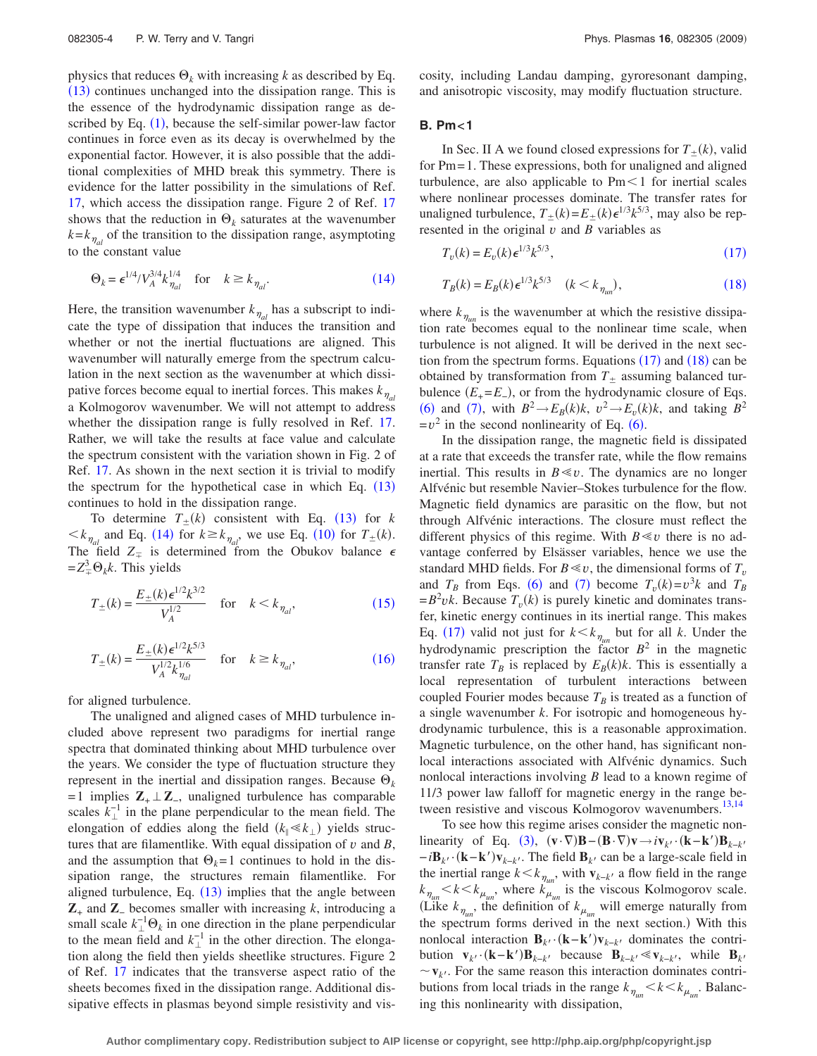physics that reduces $\Theta_k$ with increasing $k$ as described by Eq. (13) continues unchanged into the dissipation range. This is the essence of the hydrodynamic dissipation range as described by Eq. (1), because the self-similar power-law factor continues in force even as its decay is overwhelmed by the exponential factor. However, it is also possible that the additional complexities of MHD break this symmetry. There is evidence for the latter possibility in the simulations of Ref. 17, which access the dissipation range. Figure 2 of Ref. 17 shows that the reduction in $\Theta_k$ saturates at the wavenumber $k=k_{\eta_{al}}$ of the transition to the dissipation range, asymptoting to the constant value

$$\Theta_k = \epsilon^{1/4}/V_A^{3/4}k_{\eta_{al}}^{1/4} \quad \text{for} \quad k \geq k_{\eta_{al}}. \tag{14}$$

Here, the transition wavenumber $k_{\eta_{al}}$ has a subscript to indicate the type of dissipation that induces the transition and whether or not the inertial fluctuations are aligned. This wavenumber will naturally emerge from the spectrum calculation in the next section as the wavenumber at which dissipative forces become equal to inertial forces. This makes $k_{\eta_{al}}$ a Kolmogorov wavenumber. We will not attempt to address whether the dissipation range is fully resolved in Ref. 17. Rather, we will take the results at face value and calculate the spectrum consistent with the variation shown in Fig. 2 of Ref. 17. As shown in the next section it is trivial to modify the spectrum for the hypothetical case in which Eq. (13) continues to hold in the dissipation range.

To determine $T_{\pm}(k)$ consistent with Eq. (13) for $k < k_{\eta_{al}}$ and Eq. (14) for $k \geq k_{\eta_{al}}$, we use Eq. (10) for $T_{\pm}(k)$. The field $Z_{\mp}$ is determined from the Obukov balance $\epsilon = Z_{\mp}^3\Theta_k k$. This yields

$$T_{\pm}(k) = \frac{E_{\pm}(k)\epsilon^{1/2}k^{3/2}}{V_A^{1/2}} \quad \text{for} \quad k < k_{\eta_{al}}, \tag{15}$$

$$T_{\pm}(k) = \frac{E_{\pm}(k)\epsilon^{1/2}k^{5/3}}{V_A^{1/2}k_{\eta_{al}}^{1/6}} \quad \text{for} \quad k \geq k_{\eta_{al}}, \tag{16}$$

for aligned turbulence.

The unaligned and aligned cases of MHD turbulence included above represent two paradigms for inertial range spectra that dominated thinking about MHD turbulence over the years. We consider the type of fluctuation structure they represent in the inertial and dissipation ranges. Because $\Theta_k = 1$ implies $\mathbf{Z}_+ \perp \mathbf{Z}_-$, unaligned turbulence has comparable scales $k_\perp^{-1}$ in the plane perpendicular to the mean field. The elongation of eddies along the field ($k_\parallel \ll k_\perp$) yields structures that are filamentlike. With equal dissipation of $v$ and $B$, and the assumption that $\Theta_k = 1$ continues to hold in the dissipation range, the structures remain filamentlike. For aligned turbulence, Eq. (13) implies that the angle between $\mathbf{Z}_+$ and $\mathbf{Z}_-$ becomes smaller with increasing $k$, introducing a small scale $k_\perp^{-1}\Theta_k$ in one direction in the plane perpendicular to the mean field and $k_\perp^{-1}$ in the other direction. The elongation along the field then yields sheetlike structures. Figure 2 of Ref. 17 indicates that the transverse aspect ratio of the sheets becomes fixed in the dissipation range. Additional dissipative effects in plasmas beyond simple resistivity and viscosity, including Landau damping, gyroresonant damping, and anisotropic viscosity, may modify fluctuation structure.

## B. Pm<1

In Sec. II A we found closed expressions for $T_{\pm}(k)$, valid for Pm=1. These expressions, both for unaligned and aligned turbulence, are also applicable to Pm<1 for inertial scales where nonlinear processes dominate. The transfer rates for unaligned turbulence, $T_{\pm}(k) = E_{\pm}(k)\epsilon^{1/3}k^{5/3}$, may also be represented in the original $v$ and $B$ variables as

$$T_v(k) = E_v(k)\epsilon^{1/3}k^{5/3}, \tag{17}$$

$$T_B(k) = E_B(k)\epsilon^{1/3}k^{5/3} \quad (k < k_{\eta_{un}}), \tag{18}$$

where $k_{\eta_{un}}$ is the wavenumber at which the resistive dissipation rate becomes equal to the nonlinear time scale, when turbulence is not aligned. It will be derived in the next section from the spectrum forms. Equations (17) and (18) can be obtained by transformation from $T_{\pm}$ assuming balanced turbulence ($E_+ = E_-$), or from the hydrodynamic closure of Eqs. (6) and (7), with $B^2 \to E_B(k)k$, $v^2 \to E_v(k)k$, and taking $B^2 = v^2$ in the second nonlinearity of Eq. (6).

In the dissipation range, the magnetic field is dissipated at a rate that exceeds the transfer rate, while the flow remains inertial. This results in $B \ll v$. The dynamics are no longer Alfvénic but resemble Navier–Stokes turbulence for the flow. Magnetic field dynamics are parasitic on the flow, but not through Alfvénic interactions. The closure must reflect the different physics of this regime. With $B \ll v$ there is no advantage conferred by Elsässer variables, hence we use the standard MHD fields. For $B \ll v$, the dimensional forms of $T_v$ and $T_B$ from Eqs. (6) and (7) become $T_v(k) = v^3k$ and $T_B = B^2vk$. Because $T_v(k)$ is purely kinetic and dominates transfer, kinetic energy continues in its inertial range. This makes Eq. (17) valid not just for $k < k_{\eta_{un}}$ but for all $k$. Under the hydrodynamic prescription the factor $B^2$ in the magnetic transfer rate $T_B$ is replaced by $E_B(k)k$. This is essentially a local representation of turbulent interactions between coupled Fourier modes because $T_B$ is treated as a function of a single wavenumber $k$. For isotropic and homogeneous hydrodynamic turbulence, this is a reasonable approximation. Magnetic turbulence, on the other hand, has significant nonlocal interactions associated with Alfvénic dynamics. Such nonlocal interactions involving $B$ lead to a known regime of 11/3 power law falloff for magnetic energy in the range between resistive and viscous Kolmogorov wavenumbers.[13,14]

To see how this regime arises consider the magnetic nonlinearity of Eq. (3), $(\mathbf{v}\cdot\nabla)\mathbf{B} - (\mathbf{B}\cdot\nabla)\mathbf{v} \to i\mathbf{v}_{k'}\cdot(\mathbf{k}-\mathbf{k}')\mathbf{B}_{k-k'} - i\mathbf{B}_{k'}\cdot(\mathbf{k}-\mathbf{k}')\mathbf{v}_{k-k'}$. The field $\mathbf{B}_{k'}$ can be a large-scale field in the inertial range $k < k_{\eta_{un}}$, with $\mathbf{v}_{k-k'}$ a flow field in the range $k_{\eta_{un}} < k < k_{\mu_{un}}$, where $k_{\mu_{un}}$ is the viscous Kolmogorov scale. (Like $k_{\eta_{un}}$, the definition of $k_{\mu_{un}}$ will emerge naturally from the spectrum forms derived in the next section.) With this nonlocal interaction $\mathbf{B}_{k'}\cdot(\mathbf{k}-\mathbf{k}')\mathbf{v}_{k-k'}$ dominates the contribution $\mathbf{v}_{k'}\cdot(\mathbf{k}-\mathbf{k}')\mathbf{B}_{k-k'}$ because $\mathbf{B}_{k-k'} \ll \mathbf{v}_{k-k'}$, while $\mathbf{B}_{k'} \sim \mathbf{v}_{k'}$. For the same reason this interaction dominates contributions from local triads in the range $k_{\eta_{un}} < k < k_{\mu_{un}}$. Balancing this nonlinearity with dissipation,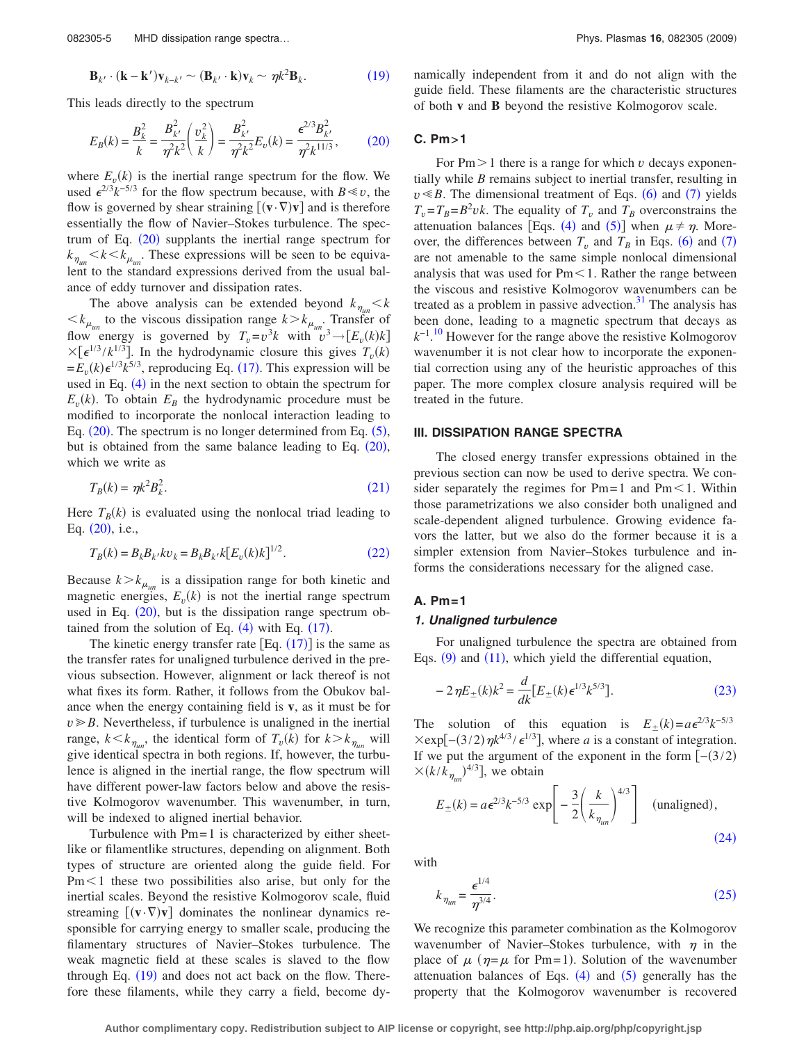$$\mathbf{B}_{k'} \cdot (\mathbf{k}-\mathbf{k}')\mathbf{v}_{k-k'} \sim (\mathbf{B}_{k'} \cdot \mathbf{k})\mathbf{v}_k \sim \eta k^2 \mathbf{B}_k. \tag{19}$$

This leads directly to the spectrum

$$E_B(k) = \frac{B_k^2}{k} = \frac{B_{k'}^2}{\eta^2 k^2}\left(\frac{v_k^2}{k}\right) = \frac{B_{k'}^2}{\eta^2 k^2} E_v(k) = \frac{\epsilon^{2/3} B_{k'}^2}{\eta^2 k^{11/3}}, \tag{20}$$

where $E_v(k)$ is the inertial range spectrum for the flow. We used $\epsilon^{2/3}k^{-5/3}$ for the flow spectrum because, with $B \ll v$, the flow is governed by shear straining $[(\mathbf{v}\cdot\nabla)\mathbf{v}]$ and is therefore essentially the flow of Navier–Stokes turbulence. The spectrum of Eq. (20) supplants the inertial range spectrum for $k_{\eta_{un}} < k < k_{\mu_{un}}$. These expressions will be seen to be equivalent to the standard expressions derived from the usual balance of eddy turnover and dissipation rates.

The above analysis can be extended beyond $k_{\eta_{un}} < k < k_{\mu_{un}}$ to the viscous dissipation range $k > k_{\mu_{un}}$. Transfer of flow energy is governed by $T_v = v^3 k$ with $v^3 \to [E_v(k)k] \times [\epsilon^{1/3}/k^{1/3}]$. In the hydrodynamic closure this gives $T_v(k) = E_v(k)\epsilon^{1/3}k^{5/3}$, reproducing Eq. (17). This expression will be used in Eq. (4) in the next section to obtain the spectrum for $E_v(k)$. To obtain $E_B$ the hydrodynamic procedure must be modified to incorporate the nonlocal interaction leading to Eq. (20). The spectrum is no longer determined from Eq. (5), but is obtained from the same balance leading to Eq. (20), which we write as

$$T_B(k) = \eta k^2 B_k^2. \tag{21}$$

Here $T_B(k)$ is evaluated using the nonlocal triad leading to Eq. (20), i.e.,

$$T_B(k) = B_k B_{k'} k v_k = B_k B_{k'} k [E_v(k)k]^{1/2}. \tag{22}$$

Because $k > k_{\mu_{un}}$ is a dissipation range for both kinetic and magnetic energies, $E_v(k)$ is not the inertial range spectrum used in Eq. (20), but is the dissipation range spectrum obtained from the solution of Eq. (4) with Eq. (17).

The kinetic energy transfer rate [Eq. (17)] is the same as the transfer rates for unaligned turbulence derived in the previous subsection. However, alignment or lack thereof is not what fixes its form. Rather, it follows from the Obukov balance when the energy containing field is $\mathbf{v}$, as it must be for $v \gg B$. Nevertheless, if turbulence is unaligned in the inertial range, $k < k_{\eta_{un}}$, the identical form of $T_v(k)$ for $k > k_{\eta_{un}}$ will give identical spectra in both regions. If, however, the turbulence is aligned in the inertial range, the flow spectrum will have different power-law factors below and above the resistive Kolmogorov wavenumber. This wavenumber, in turn, will be indexed to aligned inertial behavior.

Turbulence with Pm=1 is characterized by either sheet-like or filamentlike structures, depending on alignment. Both types of structure are oriented along the guide field. For Pm<1 these two possibilities also arise, but only for the inertial scales. Beyond the resistive Kolmogorov scale, fluid streaming $[(\mathbf{v}\cdot\nabla)\mathbf{v}]$ dominates the nonlinear dynamics responsible for carrying energy to smaller scale, producing the filamentary structures of Navier–Stokes turbulence. The weak magnetic field at these scales is slaved to the flow through Eq. (19) and does not act back on the flow. Therefore these filaments, while they carry a field, become dynamically independent from it and do not align with the guide field. These filaments are the characteristic structures of both $\mathbf{v}$ and $\mathbf{B}$ beyond the resistive Kolmogorov scale.

### C. Pm>1

For Pm>1 there is a range for which $v$ decays exponentially while $B$ remains subject to inertial transfer, resulting in $v \ll B$. The dimensional treatment of Eqs. (6) and (7) yields $T_v = T_B = B^2 v k$. The equality of $T_v$ and $T_B$ overconstrains the attenuation balances [Eqs. (4) and (5)] when $\mu \neq \eta$. Moreover, the differences between $T_v$ and $T_B$ in Eqs. (6) and (7) are not amenable to the same simple nonlocal dimensional analysis that was used for Pm<1. Rather the range between the viscous and resistive Kolmogorov wavenumbers can be treated as a problem in passive advection.[31] The analysis has been done, leading to a magnetic spectrum that decays as $k^{-1}$.[10] However for the range above the resistive Kolmogorov wavenumber it is not clear how to incorporate the exponential correction using any of the heuristic approaches of this paper. The more complex closure analysis required will be treated in the future.

## III. DISSIPATION RANGE SPECTRA

The closed energy transfer expressions obtained in the previous section can now be used to derive spectra. We consider separately the regimes for Pm=1 and Pm<1. Within those parametrizations we also consider both unaligned and scale-dependent aligned turbulence. Growing evidence favors the latter, but we also do the former because it is a simpler extension from Navier–Stokes turbulence and informs the considerations necessary for the aligned case.

### A. Pm=1

#### 1. Unaligned turbulence

For unaligned turbulence the spectra are obtained from Eqs. (9) and (11), which yield the differential equation,

$$-2\eta E_{\pm}(k)k^2 = \frac{d}{dk}[E_{\pm}(k)\epsilon^{1/3}k^{5/3}]. \tag{23}$$

The solution of this equation is $E_{\pm}(k) = a\epsilon^{2/3}k^{-5/3} \times \exp[-(3/2)\eta k^{4/3}/\epsilon^{1/3}]$, where $a$ is a constant of integration. If we put the argument of the exponent in the form $[-(3/2) \times (k/k_{\eta_{un}})^{4/3}]$, we obtain

$$E_{\pm}(k) = a\epsilon^{2/3}k^{-5/3} \exp\left[-\frac{3}{2}\left(\frac{k}{k_{\eta_{un}}}\right)^{4/3}\right] \quad \text{(unaligned)}, \tag{24}$$

with

$$k_{\eta_{un}} = \frac{\epsilon^{1/4}}{\eta^{3/4}}. \tag{25}$$

We recognize this parameter combination as the Kolmogorov wavenumber of Navier–Stokes turbulence, with $\eta$ in the place of $\mu$ ($\eta=\mu$ for Pm=1). Solution of the wavenumber attenuation balances of Eqs. (4) and (5) generally has the property that the Kolmogorov wavenumber is recovered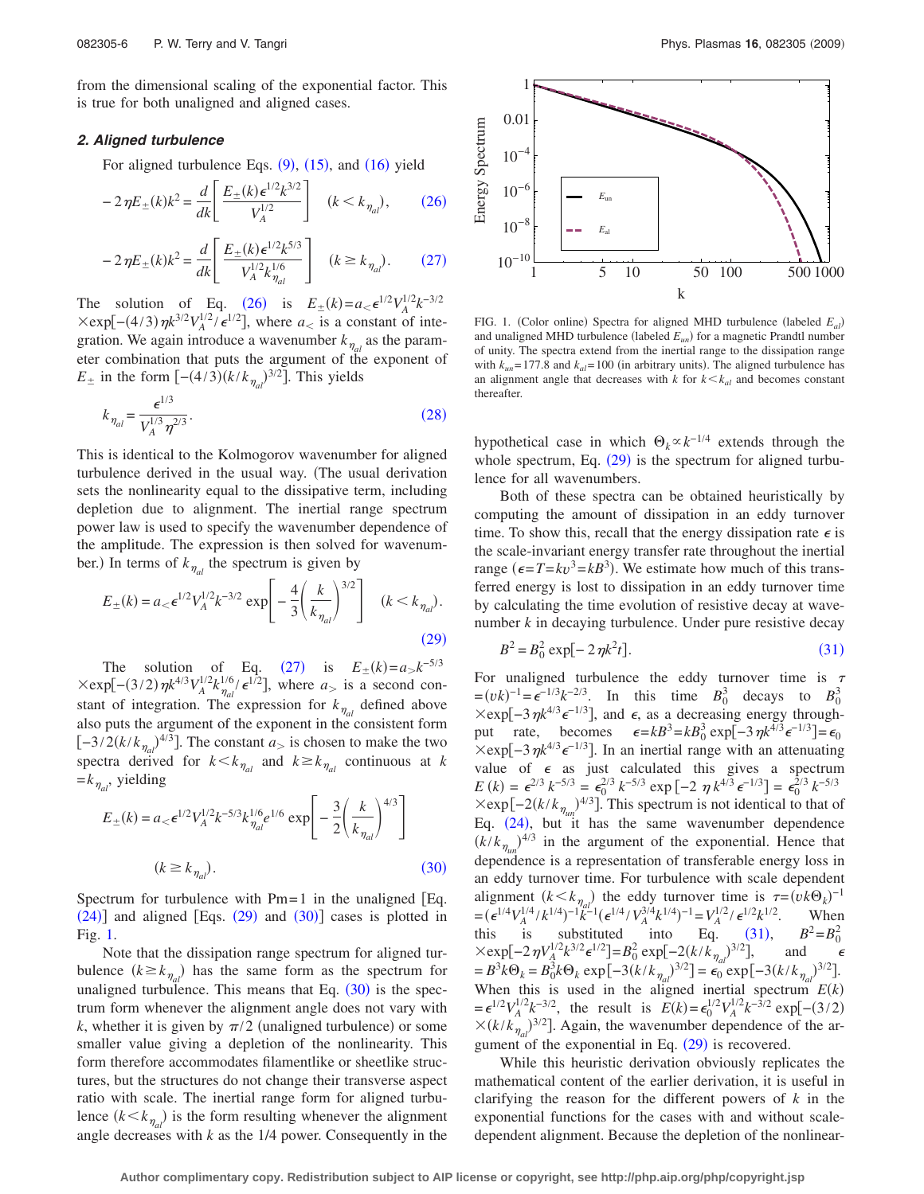from the dimensional scaling of the exponential factor. This is true for both unaligned and aligned cases.

### 2. Aligned turbulence

For aligned turbulence Eqs. (9), (15), and (16) yield

$$-2\eta E_{\pm}(k)k^2 = \frac{d}{dk}\left[\frac{E_{\pm}(k)\epsilon^{1/2}k^{3/2}}{V_A^{1/2}}\right] \quad (k<k_{\eta_{al}}), \tag{26}$$

$$-2\eta E_{\pm}(k)k^2 = \frac{d}{dk}\left[\frac{E_{\pm}(k)\epsilon^{1/2}k^{5/3}}{V_A^{1/2}k_{\eta_{al}}^{1/6}}\right] \quad (k\geq k_{\eta_{al}}). \tag{27}$$

The solution of Eq. (26) is $E_{\pm}(k)=a_{<}\epsilon^{1/2}V_A^{1/2}k^{-3/2}\times\exp[-(4/3)\eta k^{3/2}V_A^{1/2}/\epsilon^{1/2}]$, where $a_{<}$ is a constant of integration. We again introduce a wavenumber $k_{\eta_{al}}$ as the parameter combination that puts the argument of the exponent of $E_{\pm}$ in the form $[-(4/3)(k/k_{\eta_{al}})^{3/2}]$. This yields

$$k_{\eta_{al}} = \frac{\epsilon^{1/3}}{V_A^{1/3}\eta^{2/3}}. \tag{28}$$

This is identical to the Kolmogorov wavenumber for aligned turbulence derived in the usual way. (The usual derivation sets the nonlinearity equal to the dissipative term, including depletion due to alignment. The inertial range spectrum power law is used to specify the wavenumber dependence of the amplitude. The expression is then solved for wavenumber.) In terms of $k_{\eta_{al}}$ the spectrum is given by

$$E_{\pm}(k) = a_{<}\epsilon^{1/2}V_A^{1/2}k^{-3/2}\exp\left[-\frac{4}{3}\left(\frac{k}{k_{\eta_{al}}}\right)^{3/2}\right] \quad (k<k_{\eta_{al}}). \tag{29}$$

The solution of Eq. (27) is $E_{\pm}(k)=a_{>}k^{-5/3}\times\exp[-(3/2)\eta k^{4/3}V_A^{1/2}k_{\eta_{al}}^{1/6}/\epsilon^{1/2}]$, where $a_{>}$ is a second constant of integration. The expression for $k_{\eta_{al}}$ defined above also puts the argument of the exponent in the consistent form $[-3/2(k/k_{\eta_{al}})^{4/3}]$. The constant $a_{>}$ is chosen to make the two spectra derived for $k<k_{\eta_{al}}$ and $k\geq k_{\eta_{al}}$ continuous at $k=k_{\eta_{al}}$, yielding

$$E_{\pm}(k) = a_{<}\epsilon^{1/2}V_A^{1/2}k^{-5/3}k_{\eta_{al}}^{1/6}e^{1/6}\exp\left[-\frac{3}{2}\left(\frac{k}{k_{\eta_{al}}}\right)^{4/3}\right]$$

$$(k\geq k_{\eta_{al}}). \tag{30}$$

Spectrum for turbulence with Pm=1 in the unaligned [Eq. (24)] and aligned [Eqs. (29) and (30)] cases is plotted in Fig. 1.

FIG. 1. (Color online) Spectra for aligned MHD turbulence (labeled $E_{al}$) and unaligned MHD turbulence (labeled $E_{un}$) for a magnetic Prandtl number of unity. The spectra extend from the inertial range to the dissipation range with $k_{un}=177.8$ and $k_{al}=100$ (in arbitrary units). The aligned turbulence has an alignment angle that decreases with $k$ for $k<k_{al}$ and becomes constant thereafter.

Note that the dissipation range spectrum for aligned turbulence $(k\geq k_{\eta_{al}})$ has the same form as the spectrum for unaligned turbulence. This means that Eq. (30) is the spectrum form whenever the alignment angle does not vary with $k$, whether it is given by $\pi/2$ (unaligned turbulence) or some smaller value giving a depletion of the nonlinearity. This form therefore accommodates filamentlike or sheetlike structures, but the structures do not change their transverse aspect ratio with scale. The inertial range form for aligned turbulence $(k<k_{\eta_{al}})$ is the form resulting whenever the alignment angle decreases with $k$ as the 1/4 power. Consequently in the hypothetical case in which $\Theta_k\propto k^{-1/4}$ extends through the whole spectrum, Eq. (29) is the spectrum for aligned turbulence for all wavenumbers.

Both of these spectra can be obtained heuristically by computing the amount of dissipation in an eddy turnover time. To show this, recall that the energy dissipation rate $\epsilon$ is the scale-invariant energy transfer rate throughout the inertial range $(\epsilon=T=kv^3=kB^3)$. We estimate how much of this transferred energy is lost to dissipation in an eddy turnover time by calculating the time evolution of resistive decay at wavenumber $k$ in decaying turbulence. Under pure resistive decay

$$B^2 = B_0^2\exp[-2\eta k^2 t]. \tag{31}$$

For unaligned turbulence the eddy turnover time is $\tau=(vk)^{-1}=\epsilon^{-1/3}k^{-2/3}$. In this time $B_0^3$ decays to $B_0^3\times\exp[-3\eta k^{4/3}\epsilon^{-1/3}]$, and $\epsilon$, as a decreasing energy throughput rate, becomes $\epsilon=kB^3=kB_0^3\exp[-3\eta k^{4/3}\epsilon^{-1/3}]=\epsilon_0\times\exp[-3\eta k^{4/3}\epsilon^{-1/3}]$. In an inertial range with an attenuating value of $\epsilon$ as just calculated this gives a spectrum $E(k)=\epsilon^{2/3}k^{-5/3}=\epsilon_0^{2/3}k^{-5/3}\exp[-2\eta k^{4/3}\epsilon^{-1/3}]=\epsilon_0^{2/3}k^{-5/3}\times\exp[-2(k/k_{\eta_{un}})^{4/3}]$. This spectrum is not identical to that of Eq. (24), but it has the same wavenumber dependence $(k/k_{\eta_{un}})^{4/3}$ in the argument of the exponential. Hence that dependence is a representation of transferable energy loss in an eddy turnover time. For turbulence with scale dependent alignment $(k<k_{\eta_{al}})$ the eddy turnover time is $\tau=(vk\Theta_k)^{-1}=(\epsilon^{1/4}V_A^{1/4}/k^{1/4})^{-1}k^{-1}(\epsilon^{1/4}/V_A^{3/4}k^{1/4})^{-1}=V_A^{1/2}/\epsilon^{1/2}k^{1/2}$. When this is substituted into Eq. (31), $B^2=B_0^2\times\exp[-2\eta V_A^{1/2}k^{3/2}\epsilon^{1/2}]=B_0^2\exp[-2(k/k_{\eta_{al}})^{3/2}]$, and $\epsilon=B^3k\Theta_k=B_0^3k\Theta_k\exp[-3(k/k_{\eta_{al}})^{3/2}]=\epsilon_0\exp[-3(k/k_{\eta_{al}})^{3/2}]$. When this is used in the aligned inertial spectrum $E(k)=\epsilon^{1/2}V_A^{1/2}k^{-3/2}$, the result is $E(k)=\epsilon_0^{1/2}V_A^{1/2}k^{-3/2}\exp[-(3/2)\times(k/k_{\eta_{al}})^{3/2}]$. Again, the wavenumber dependence of the argument of the exponential in Eq. (29) is recovered.

While this heuristic derivation obviously replicates the mathematical content of the earlier derivation, it is useful in clarifying the reason for the different powers of $k$ in the exponential functions for the cases with and without scale-dependent alignment. Because the depletion of the nonlinear-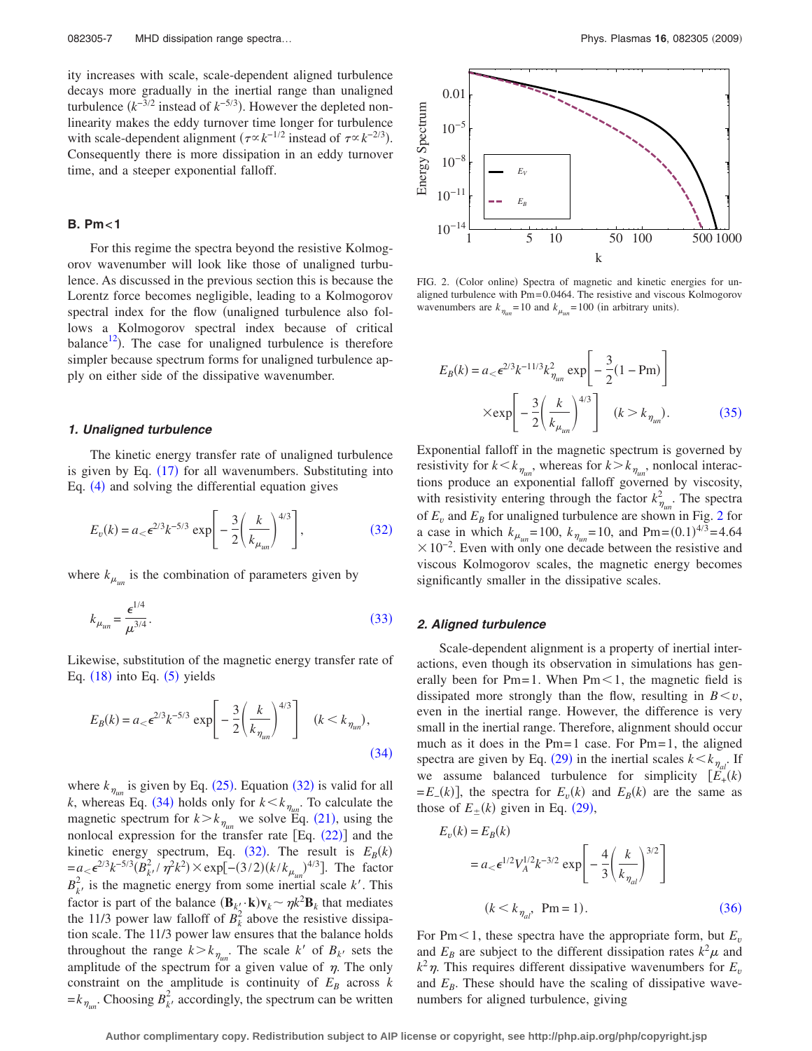ity increases with scale, scale-dependent aligned turbulence decays more gradually in the inertial range than unaligned turbulence ($k^{-3/2}$ instead of $k^{-5/3}$). However the depleted nonlinearity makes the eddy turnover time longer for turbulence with scale-dependent alignment ($\tau \propto k^{-1/2}$ instead of $\tau \propto k^{-2/3}$). Consequently there is more dissipation in an eddy turnover time, and a steeper exponential falloff.

### B. Pm<1

For this regime the spectra beyond the resistive Kolmogorov wavenumber will look like those of unaligned turbulence. As discussed in the previous section this is because the Lorentz force becomes negligible, leading to a Kolmogorov spectral index for the flow (unaligned turbulence also follows a Kolmogorov spectral index because of critical balance[12]). The case for unaligned turbulence is therefore simpler because spectrum forms for unaligned turbulence apply on either side of the dissipative wavenumber.

#### 1. Unaligned turbulence

The kinetic energy transfer rate of unaligned turbulence is given by Eq. (17) for all wavenumbers. Substituting into Eq. (4) and solving the differential equation gives

$$E_v(k) = a_< \epsilon^{2/3} k^{-5/3} \exp\left[-\frac{3}{2}\left(\frac{k}{k_{\mu_{un}}}\right)^{4/3}\right], \tag{32}$$

where $k_{\mu_{un}}$ is the combination of parameters given by

$$k_{\mu_{un}} = \frac{\epsilon^{1/4}}{\mu^{3/4}}. \tag{33}$$

Likewise, substitution of the magnetic energy transfer rate of Eq. (18) into Eq. (5) yields

$$E_B(k) = a_< \epsilon^{2/3} k^{-5/3} \exp\left[-\frac{3}{2}\left(\frac{k}{k_{\eta_{un}}}\right)^{4/3}\right] \quad (k < k_{\eta_{un}}), \tag{34}$$

where $k_{\eta_{un}}$ is given by Eq. (25). Equation (32) is valid for all $k$, whereas Eq. (34) holds only for $k < k_{\eta_{un}}$. To calculate the magnetic spectrum for $k > k_{\eta_{un}}$ we solve Eq. (21), using the nonlocal expression for the transfer rate [Eq. (22)] and the kinetic energy spectrum, Eq. (32). The result is $E_B(k) = a_< \epsilon^{2/3} k^{-5/3} (B_{k'}^2/\eta^2 k^2) \times \exp[-(3/2)(k/k_{\mu_{un}})^{4/3}]$. The factor $B_{k'}^2$ is the magnetic energy from some inertial scale $k'$. This factor is part of the balance $(\mathbf{B}_{k'} \cdot \mathbf{k})\mathbf{v}_k \sim \eta k^2 \mathbf{B}_k$ that mediates the 11/3 power law falloff of $B_k^2$ above the resistive dissipation scale. The 11/3 power law ensures that the balance holds throughout the range $k > k_{\eta_{un}}$. The scale $k'$ of $B_{k'}$ sets the amplitude of the spectrum for a given value of $\eta$. The only constraint on the amplitude is continuity of $E_B$ across $k = k_{\eta_{un}}$. Choosing $B_{k'}^2$ accordingly, the spectrum can be written

FIG. 2. (Color online) Spectra of magnetic and kinetic energies for unaligned turbulence with Pm=0.0464. The resistive and viscous Kolmogorov wavenumbers are $k_{\eta_{un}}=10$ and $k_{\mu_{un}}=100$ (in arbitrary units).

$$E_B(k) = a_< \epsilon^{2/3} k^{-11/3} k_{\eta_{un}}^2 \exp\left[-\frac{3}{2}(1-\mathrm{Pm})\right] \times \exp\left[-\frac{3}{2}\left(\frac{k}{k_{\mu_{un}}}\right)^{4/3}\right] \quad (k > k_{\eta_{un}}). \tag{35}$$

Exponential falloff in the magnetic spectrum is governed by resistivity for $k < k_{\eta_{un}}$, whereas for $k > k_{\eta_{un}}$, nonlocal interactions produce an exponential falloff governed by viscosity, with resistivity entering through the factor $k_{\eta_{un}}^2$. The spectra of $E_v$ and $E_B$ for unaligned turbulence are shown in Fig. 2 for a case in which $k_{\mu_{un}}=100$, $k_{\eta_{un}}=10$, and $\mathrm{Pm}=(0.1)^{4/3}=4.64 \times 10^{-2}$. Even with only one decade between the resistive and viscous Kolmogorov scales, the magnetic energy becomes significantly smaller in the dissipative scales.

#### 2. Aligned turbulence

Scale-dependent alignment is a property of inertial interactions, even though its observation in simulations has generally been for Pm=1. When Pm<1, the magnetic field is dissipated more strongly than the flow, resulting in $B < v$, even in the inertial range. However, the difference is very small in the inertial range. Therefore, alignment should occur much as it does in the Pm=1 case. For Pm=1, the aligned spectra are given by Eq. (29) in the inertial scales $k < k_{\eta_{al}}$. If we assume balanced turbulence for simplicity $[E_+(k) = E_-(k)]$, the spectra for $E_v(k)$ and $E_B(k)$ are the same as those of $E_\pm(k)$ given in Eq. (29),

$$E_v(k) = E_B(k) = a_< \epsilon^{1/2} V_A^{1/2} k^{-3/2} \exp\left[-\frac{4}{3}\left(\frac{k}{k_{\eta_{al}}}\right)^{3/2}\right] \quad (k < k_{\eta_{al}},\ \mathrm{Pm}=1). \tag{36}$$

For Pm<1, these spectra have the appropriate form, but $E_v$ and $E_B$ are subject to the different dissipation rates $k^2\mu$ and $k^2\eta$. This requires different dissipative wavenumbers for $E_v$ and $E_B$. These should have the scaling of dissipative wavenumbers for aligned turbulence, giving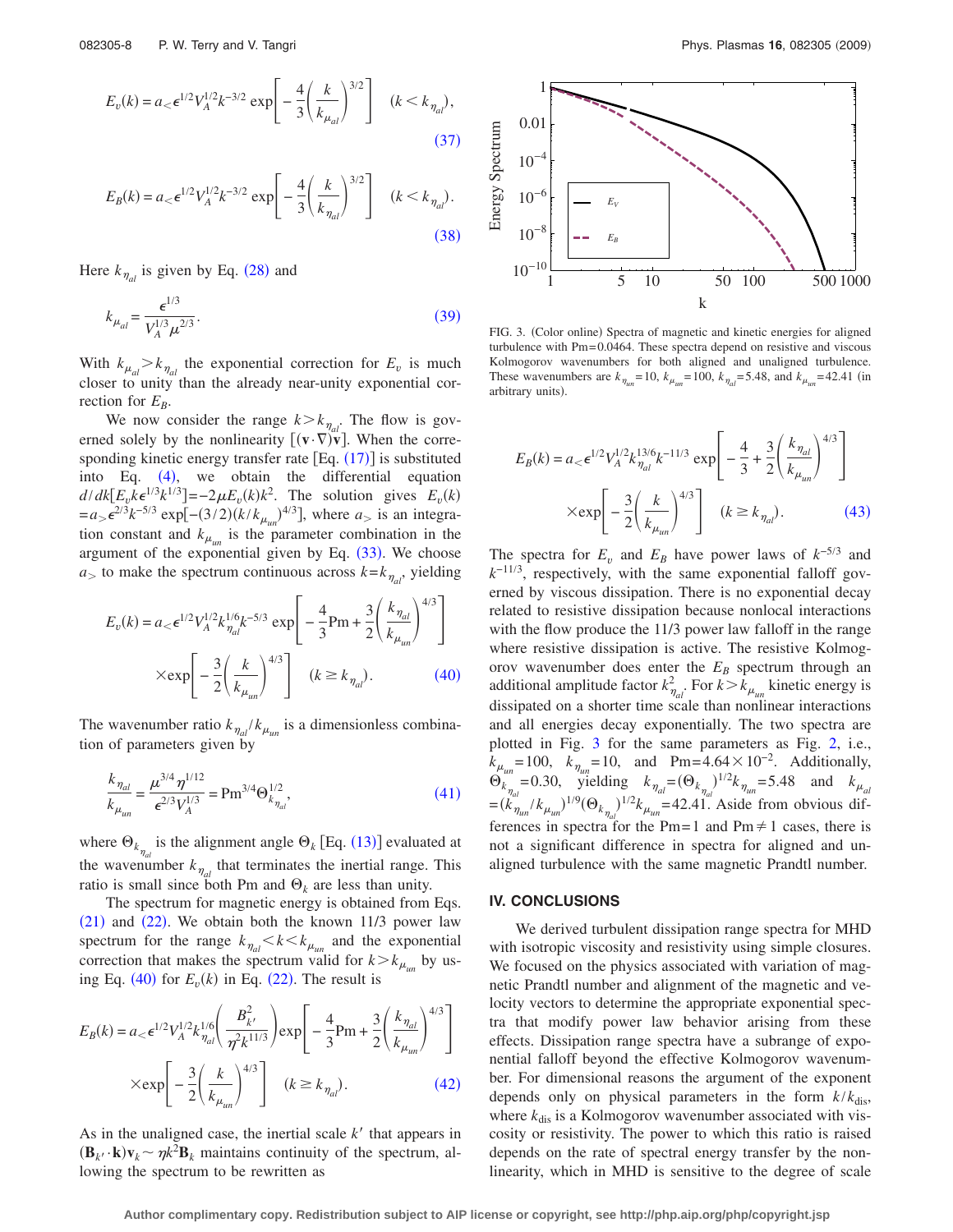$$E_v(k) = a_< \epsilon^{1/2} V_A^{1/2} k^{-3/2} \exp\left[ -\frac{4}{3}\left(\frac{k}{k_{\mu_{al}}}\right)^{3/2}\right] \quad (k < k_{\eta_{al}}), \tag{37}$$

$$E_B(k) = a_< \epsilon^{1/2} V_A^{1/2} k^{-3/2} \exp\left[ -\frac{4}{3}\left(\frac{k}{k_{\eta_{al}}}\right)^{3/2}\right] \quad (k < k_{\eta_{al}}). \tag{38}$$

Here $k_{\eta_{al}}$ is given by Eq. (28) and

$$k_{\mu_{al}} = \frac{\epsilon^{1/3}}{V_A^{1/3}\mu^{2/3}}. \tag{39}$$

With $k_{\mu_{al}} > k_{\eta_{al}}$ the exponential correction for $E_v$ is much closer to unity than the already near-unity exponential correction for $E_B$.

We now consider the range $k > k_{\eta_{al}}$. The flow is governed solely by the nonlinearity $[(\mathbf{v}\cdot\nabla)\mathbf{v}]$. When the corresponding kinetic energy transfer rate [Eq. (17)] is substituted into Eq. (4), we obtain the differential equation $d/dk[E_v k \epsilon^{1/3} k^{1/3}] = -2\mu E_v(k) k^2$. The solution gives $E_v(k) = a_> \epsilon^{2/3} k^{-5/3} \exp[-(3/2)(k/k_{\mu_{un}})^{4/3}]$, where $a_>$ is an integration constant and $k_{\mu_{un}}$ is the parameter combination in the argument of the exponential given by Eq. (33). We choose $a_>$ to make the spectrum continuous across $k = k_{\eta_{al}}$, yielding

$$E_v(k) = a_< \epsilon^{1/2} V_A^{1/2} k_{\eta_{al}}^{1/6} k^{-5/3} \exp\left[ -\frac{4}{3}\mathrm{Pm} + \frac{3}{2}\left(\frac{k_{\eta_{al}}}{k_{\mu_{un}}}\right)^{4/3}\right] \times \exp\left[ -\frac{3}{2}\left(\frac{k}{k_{\mu_{un}}}\right)^{4/3}\right] \quad (k \geq k_{\eta_{al}}). \tag{40}$$

The wavenumber ratio $k_{\eta_{al}}/k_{\mu_{un}}$ is a dimensionless combination of parameters given by

$$\frac{k_{\eta_{al}}}{k_{\mu_{un}}} = \frac{\mu^{3/4}\eta^{1/12}}{\epsilon^{2/3}V_A^{1/3}} = \mathrm{Pm}^{3/4}\Theta_{k_{\eta_{al}}}^{1/2}, \tag{41}$$

where $\Theta_{k_{\eta_{al}}}$ is the alignment angle $\Theta_k$ [Eq. (13)] evaluated at the wavenumber $k_{\eta_{al}}$ that terminates the inertial range. This ratio is small since both Pm and $\Theta_k$ are less than unity.

The spectrum for magnetic energy is obtained from Eqs. (21) and (22). We obtain both the known 11/3 power law spectrum for the range $k_{\eta_{al}} < k < k_{\mu_{un}}$ and the exponential correction that makes the spectrum valid for $k > k_{\mu_{un}}$ by using Eq. (40) for $E_v(k)$ in Eq. (22). The result is

$$E_B(k) = a_< \epsilon^{1/2} V_A^{1/2} k_{\eta_{al}}^{1/6}\left(\frac{B_{k'}^2}{\eta^2 k^{11/3}}\right) \exp\left[ -\frac{4}{3}\mathrm{Pm} + \frac{3}{2}\left(\frac{k_{\eta_{al}}}{k_{\mu_{un}}}\right)^{4/3}\right] \times \exp\left[ -\frac{3}{2}\left(\frac{k}{k_{\mu_{un}}}\right)^{4/3}\right] \quad (k \geq k_{\eta_{al}}). \tag{42}$$

As in the unaligned case, the inertial scale $k'$ that appears in $(\mathbf{B}_{k'}\cdot\mathbf{k})\mathbf{v}_k \sim \eta k^2 \mathbf{B}_k$ maintains continuity of the spectrum, allowing the spectrum to be rewritten as

FIG. 3. (Color online) Spectra of magnetic and kinetic energies for aligned turbulence with Pm=0.0464. These spectra depend on resistive and viscous Kolmogorov wavenumbers for both aligned and unaligned turbulence. These wavenumbers are $k_{\eta_{un}}=10$, $k_{\mu_{un}}=100$, $k_{\eta_{al}}=5.48$, and $k_{\mu_{un}}=42.41$ (in arbitrary units).

$$E_B(k) = a_< \epsilon^{1/2} V_A^{1/2} k_{\eta_{al}}^{13/6} k^{-11/3} \exp\left[ -\frac{4}{3} + \frac{3}{2}\left(\frac{k_{\eta_{al}}}{k_{\mu_{un}}}\right)^{4/3}\right] \times \exp\left[ -\frac{3}{2}\left(\frac{k}{k_{\mu_{un}}}\right)^{4/3}\right] \quad (k \geq k_{\eta_{al}}). \tag{43}$$

The spectra for $E_v$ and $E_B$ have power laws of $k^{-5/3}$ and $k^{-11/3}$, respectively, with the same exponential falloff governed by viscous dissipation. There is no exponential decay related to resistive dissipation because nonlocal interactions with the flow produce the 11/3 power law falloff in the range where resistive dissipation is active. The resistive Kolmogorov wavenumber does enter the $E_B$ spectrum through an additional amplitude factor $k_{\eta_{al}}^2$. For $k > k_{\mu_{un}}$ kinetic energy is dissipated on a shorter time scale than nonlinear interactions and all energies decay exponentially. The two spectra are plotted in Fig. 3 for the same parameters as Fig. 2, i.e., $k_{\mu_{un}}=100$, $k_{\eta_{un}}=10$, and $\mathrm{Pm}=4.64\times 10^{-2}$. Additionally, $\Theta_{k_{\eta_{al}}}=0.30$, yielding $k_{\eta_{al}}=(\Theta_{k_{\eta_{al}}})^{1/2}k_{\eta_{un}}=5.48$ and $k_{\mu_{al}}=(k_{\eta_{un}}/k_{\mu_{un}})^{1/9}(\Theta_{k_{\eta_{al}}})^{1/2}k_{\mu_{un}}=42.41$. Aside from obvious differences in spectra for the Pm=1 and Pm≠1 cases, there is not a significant difference in spectra for aligned and unaligned turbulence with the same magnetic Prandtl number.

## IV. CONCLUSIONS

We derived turbulent dissipation range spectra for MHD with isotropic viscosity and resistivity using simple closures. We focused on the physics associated with variation of magnetic Prandtl number and alignment of the magnetic and velocity vectors to determine the appropriate exponential spectra that modify power law behavior arising from these effects. Dissipation range spectra have a subrange of exponential falloff beyond the effective Kolmogorov wavenumber. For dimensional reasons the argument of the exponent depends only on physical parameters in the form $k/k_{\mathrm{dis}}$, where $k_{\mathrm{dis}}$ is a Kolmogorov wavenumber associated with viscosity or resistivity. The power to which this ratio is raised depends on the rate of spectral energy transfer by the nonlinearity, which in MHD is sensitive to the degree of scale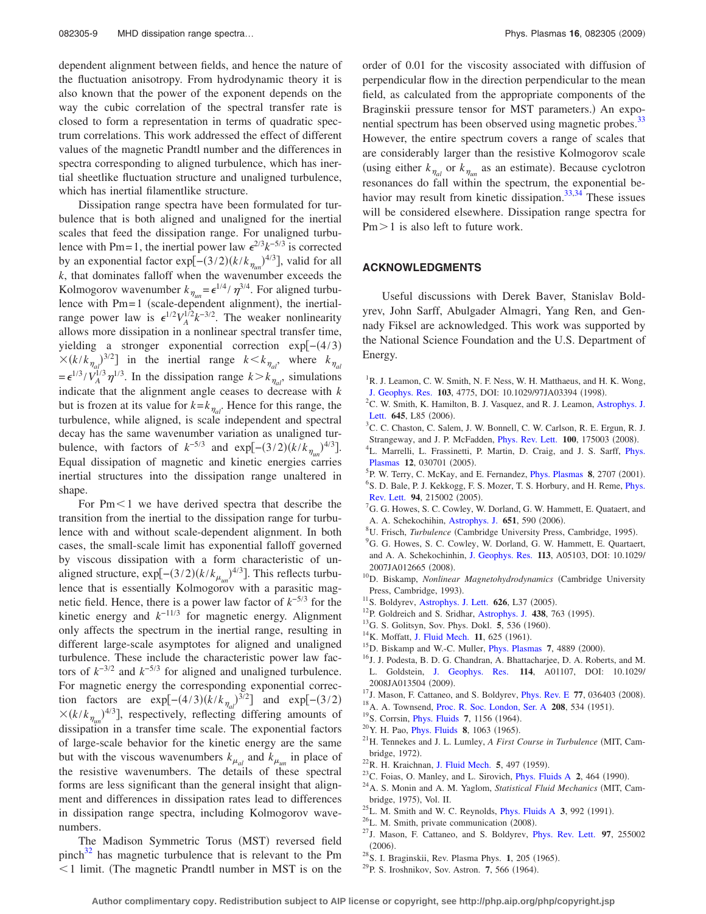dependent alignment between fields, and hence the nature of the fluctuation anisotropy. From hydrodynamic theory it is also known that the power of the exponent depends on the way the cubic correlation of the spectral transfer rate is closed to form a representation in terms of quadratic spectrum correlations. This work addressed the effect of different values of the magnetic Prandtl number and the differences in spectra corresponding to aligned turbulence, which has inertial sheetlike fluctuation structure and unaligned turbulence, which has inertial filamentlike structure.

Dissipation range spectra have been formulated for turbulence that is both aligned and unaligned for the inertial scales that feed the dissipation range. For unaligned turbulence with Pm=1, the inertial power law $\epsilon^{2/3}k^{-5/3}$ is corrected by an exponential factor $\exp[-(3/2)(k/k_{\eta_{un}})^{4/3}]$, valid for all $k$, that dominates falloff when the wavenumber exceeds the Kolmogorov wavenumber $k_{\eta_{un}}=\epsilon^{1/4}/\eta^{3/4}$. For aligned turbulence with Pm=1 (scale-dependent alignment), the inertial-range power law is $\epsilon^{1/2}V_A^{1/2}k^{-3/2}$. The weaker nonlinearity allows more dissipation in a nonlinear spectral transfer time, yielding a stronger exponential correction $\exp[-(4/3)\times(k/k_{\eta_{al}})^{3/2}]$ in the inertial range $k<k_{\eta_{al}}$, where $k_{\eta_{al}}=\epsilon^{1/3}/V_A^{1/3}\eta^{1/3}$. In the dissipation range $k>k_{\eta_{al}}$, simulations indicate that the alignment angle ceases to decrease with $k$ but is frozen at its value for $k=k_{\eta_{al}}$. Hence for this range, the turbulence, while aligned, is scale independent and spectral decay has the same wavenumber variation as unaligned turbulence, with factors of $k^{-5/3}$ and $\exp[-(3/2)(k/k_{\eta_{un}})^{4/3}]$. Equal dissipation of magnetic and kinetic energies carries inertial structures into the dissipation range unaltered in shape.

For Pm<1 we have derived spectra that describe the transition from the inertial to the dissipation range for turbulence with and without scale-dependent alignment. In both cases, the small-scale limit has exponential falloff governed by viscous dissipation with a form characteristic of unaligned structure, $\exp[-(3/2)(k/k_{\mu_{un}})^{4/3}]$. This reflects turbulence that is essentially Kolmogorov with a parasitic magnetic field. Hence, there is a power law factor of $k^{-5/3}$ for the kinetic energy and $k^{-11/3}$ for magnetic energy. Alignment only affects the spectrum in the inertial range, resulting in different large-scale asymptotes for aligned and unaligned turbulence. These include the characteristic power law factors of $k^{-3/2}$ and $k^{-5/3}$ for aligned and unaligned turbulence. For magnetic energy the corresponding exponential correction factors are $\exp[-(4/3)(k/k_{\eta_{al}})^{3/2}]$ and $\exp[-(3/2)\times(k/k_{\eta_{un}})^{4/3}]$, respectively, reflecting differing amounts of dissipation in a transfer time scale. The exponential factors of large-scale behavior for the kinetic energy are the same but with the viscous wavenumbers $k_{\mu_{al}}$ and $k_{\mu_{un}}$ in place of the resistive wavenumbers. The details of these spectral forms are less significant than the general insight that alignment and differences in dissipation rates lead to differences in dissipation range spectra, including Kolmogorov wavenumbers.

The Madison Symmetric Torus (MST) reversed field pinch[32] has magnetic turbulence that is relevant to the Pm <1 limit. (The magnetic Prandtl number in MST is on the order of 0.01 for the viscosity associated with diffusion of perpendicular flow in the direction perpendicular to the mean field, as calculated from the appropriate components of the Braginskii pressure tensor for MST parameters.) An exponential spectrum has been observed using magnetic probes.[33] However, the entire spectrum covers a range of scales that are considerably larger than the resistive Kolmogorov scale (using either $k_{\eta_{al}}$ or $k_{\eta_{un}}$ as an estimate). Because cyclotron resonances do fall within the spectrum, the exponential behavior may result from kinetic dissipation.[33,34] These issues will be considered elsewhere. Dissipation range spectra for Pm>1 is also left to future work.

## ACKNOWLEDGMENTS

Useful discussions with Derek Baver, Stanislav Boldyrev, John Sarff, Abulgader Almagri, Yang Ren, and Gennady Fiksel are acknowledged. This work was supported by the National Science Foundation and the U.S. Department of Energy.

[1] R. J. Leamon, C. W. Smith, N. F. Ness, W. H. Matthaeus, and H. K. Wong, J. Geophys. Res. **103**, 4775, DOI: 10.1029/97JA03394 (1998).

[2] C. W. Smith, K. Hamilton, B. J. Vasquez, and R. J. Leamon, Astrophys. J. Lett. **645**, L85 (2006).

[3] C. C. Chaston, C. Salem, J. W. Bonnell, C. W. Carlson, R. E. Ergun, R. J. Strangeway, and J. P. McFadden, Phys. Rev. Lett. **100**, 175003 (2008).

[4] L. Marrelli, L. Frassinetti, P. Martin, D. Craig, and J. S. Sarff, Phys. Plasmas **12**, 030701 (2005).

[5] P. W. Terry, C. McKay, and E. Fernandez, Phys. Plasmas **8**, 2707 (2001).

[6] S. D. Bale, P. J. Kekkogg, F. S. Mozer, T. S. Horbury, and H. Reme, Phys. Rev. Lett. **94**, 215002 (2005).

[7] G. G. Howes, S. C. Cowley, W. Dorland, G. W. Hammett, E. Quataert, and A. A. Schekochihin, Astrophys. J. **651**, 590 (2006).

[8] U. Frisch, *Turbulence* (Cambridge University Press, Cambridge, 1995).

[9] G. G. Howes, S. C. Cowley, W. Dorland, G. W. Hammett, E. Quartaert, and A. A. Schekochinhin, J. Geophys. Res. **113**, A05103, DOI: 10.1029/2007JA012665 (2008).

[10] D. Biskamp, *Nonlinear Magnetohydrodynamics* (Cambridge University Press, Cambridge, 1993).

[11] S. Boldyrev, Astrophys. J. Lett. **626**, L37 (2005).

[12] P. Goldreich and S. Sridhar, Astrophys. J. **438**, 763 (1995).

[13] G. S. Golitsyn, Sov. Phys. Dokl. **5**, 536 (1960).

[14] K. Moffatt, J. Fluid Mech. **11**, 625 (1961).

[15] D. Biskamp and W.-C. Muller, Phys. Plasmas **7**, 4889 (2000).

[16] J. J. Podesta, B. D. G. Chandran, A. Bhattacharjee, D. A. Roberts, and M. L. Goldstein, J. Geophys. Res. **114**, A01107, DOI: 10.1029/2008JA013504 (2009).

[17] J. Mason, F. Cattaneo, and S. Boldyrev, Phys. Rev. E **77**, 036403 (2008).

[18] A. A. Townsend, Proc. R. Soc. London, Ser. A **208**, 534 (1951).

[19] S. Corrsin, Phys. Fluids **7**, 1156 (1964).

[20] Y. H. Pao, Phys. Fluids **8**, 1063 (1965).

[21] H. Tennekes and J. L. Lumley, *A First Course in Turbulence* (MIT, Cambridge, 1972).

[22] R. H. Kraichnan, J. Fluid Mech. **5**, 497 (1959).

[23] C. Foias, O. Manley, and L. Sirovich, Phys. Fluids A **2**, 464 (1990).

[24] A. S. Monin and A. M. Yaglom, *Statistical Fluid Mechanics* (MIT, Cambridge, 1975), Vol. II.

[25] L. M. Smith and W. C. Reynolds, Phys. Fluids A **3**, 992 (1991).

[26] L. M. Smith, private communication (2008).

[27] J. Mason, F. Cattaneo, and S. Boldyrev, Phys. Rev. Lett. **97**, 255002 (2006).

[28] S. I. Braginskii, Rev. Plasma Phys. **1**, 205 (1965).

[29] P. S. Iroshnikov, Sov. Astron. **7**, 566 (1964).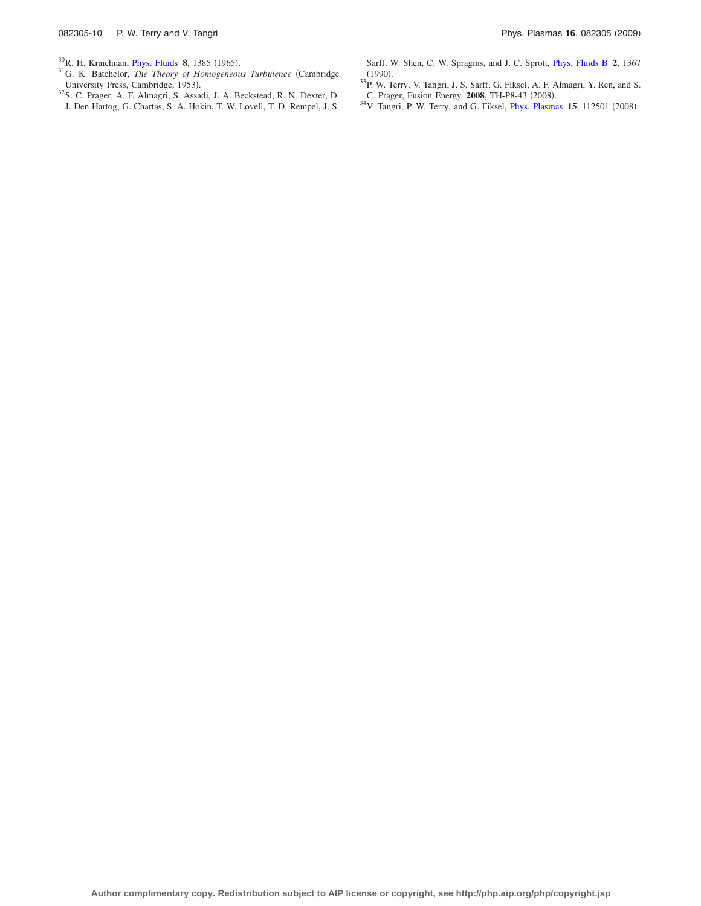[30] R. H. Kraichnan, Phys. Fluids **8**, 1385 (1965).

[31] G. K. Batchelor, *The Theory of Homogeneous Turbulence* (Cambridge University Press, Cambridge, 1953).

[32] S. C. Prager, A. F. Almagri, S. Assadi, J. A. Beckstead, R. N. Dexter, D. J. Den Hartog, G. Chartas, S. A. Hokin, T. W. Lovell, T. D. Rempel, J. S. Sarff, W. Shen, C. W. Spragins, and J. C. Sprott, Phys. Fluids B **2**, 1367 (1990).

[33] P. W. Terry, V. Tangri, J. S. Sarff, G. Fiksel, A. F. Almagri, Y. Ren, and S. C. Prager, Fusion Energy **2008**, TH-P8-43 (2008).

[34] V. Tangri, P. W. Terry, and G. Fiksel, Phys. Plasmas **15**, 112501 (2008).

**Author complimentary copy. Redistribution subject to AIP license or copyright, see http://php.aip.org/php/copyright.jsp**